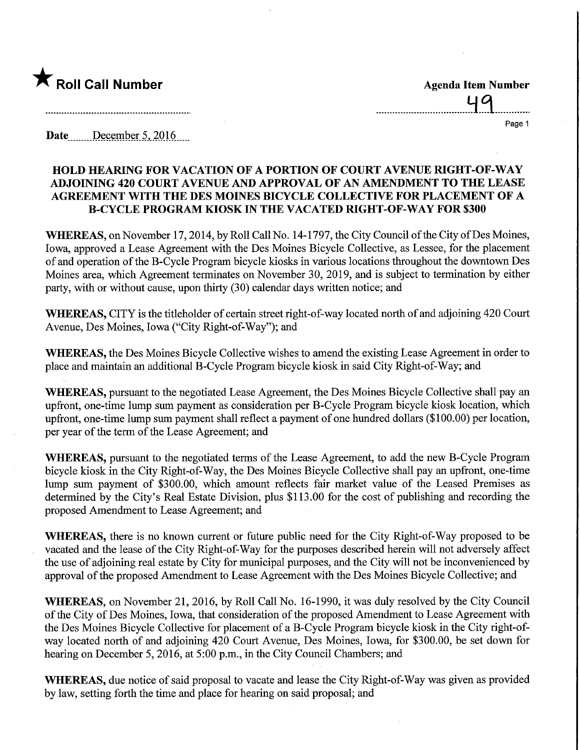★ **Roll Call Number**

**Agenda Item Number**

49

**Date** December 5, 2016

**HOLD HEARING FOR VACATION OF A PORTION OF COURT AVENUE RIGHT-OF-WAY ADJOINING 420 COURT AVENUE AND APPROVAL OF AN AMENDMENT TO THE LEASE AGREEMENT WITH THE DES MOINES BICYCLE COLLECTIVE FOR PLACEMENT OF A B-CYCLE PROGRAM KIOSK IN THE VACATED RIGHT-OF-WAY FOR $300**

**WHEREAS,** on November 17, 2014, by Roll Call No. 14-1797, the City Council of the City of Des Moines, Iowa, approved a Lease Agreement with the Des Moines Bicycle Collective, as Lessee, for the placement of and operation of the B-Cycle Program bicycle kiosks in various locations throughout the downtown Des Moines area, which Agreement terminates on November 30, 2019, and is subject to termination by either party, with or without cause, upon thirty (30) calendar days written notice; and

**WHEREAS,** CITY is the titleholder of certain street right-of-way located north of and adjoining 420 Court Avenue, Des Moines, Iowa ("City Right-of-Way"); and

**WHEREAS,** the Des Moines Bicycle Collective wishes to amend the existing Lease Agreement in order to place and maintain an additional B-Cycle Program bicycle kiosk in said City Right-of-Way; and

**WHEREAS,** pursuant to the negotiated Lease Agreement, the Des Moines Bicycle Collective shall pay an upfront, one-time lump sum payment as consideration per B-Cycle Program bicycle kiosk location, which upfront, one-time lump sum payment shall reflect a payment of one hundred dollars ($100.00) per location, per year of the term of the Lease Agreement; and

**WHEREAS,** pursuant to the negotiated terms of the Lease Agreement, to add the new B-Cycle Program bicycle kiosk in the City Right-of-Way, the Des Moines Bicycle Collective shall pay an upfront, one-time lump sum payment of $300.00, which amount reflects fair market value of the Leased Premises as determined by the City's Real Estate Division, plus $113.00 for the cost of publishing and recording the proposed Amendment to Lease Agreement; and

**WHEREAS,** there is no known current or future public need for the City Right-of-Way proposed to be vacated and the lease of the City Right-of-Way for the purposes described herein will not adversely affect the use of adjoining real estate by City for municipal purposes, and the City will not be inconvenienced by approval of the proposed Amendment to Lease Agreement with the Des Moines Bicycle Collective; and

**WHEREAS,** on November 21, 2016, by Roll Call No. 16-1990, it was duly resolved by the City Council of the City of Des Moines, Iowa, that consideration of the proposed Amendment to Lease Agreement with the Des Moines Bicycle Collective for placement of a B-Cycle Program bicycle kiosk in the City right-of-way located north of and adjoining 420 Court Avenue, Des Moines, Iowa, for $300.00, be set down for hearing on December 5, 2016, at 5:00 p.m., in the City Council Chambers; and

**WHEREAS,** due notice of said proposal to vacate and lease the City Right-of-Way was given as provided by law, setting forth the time and place for hearing on said proposal; and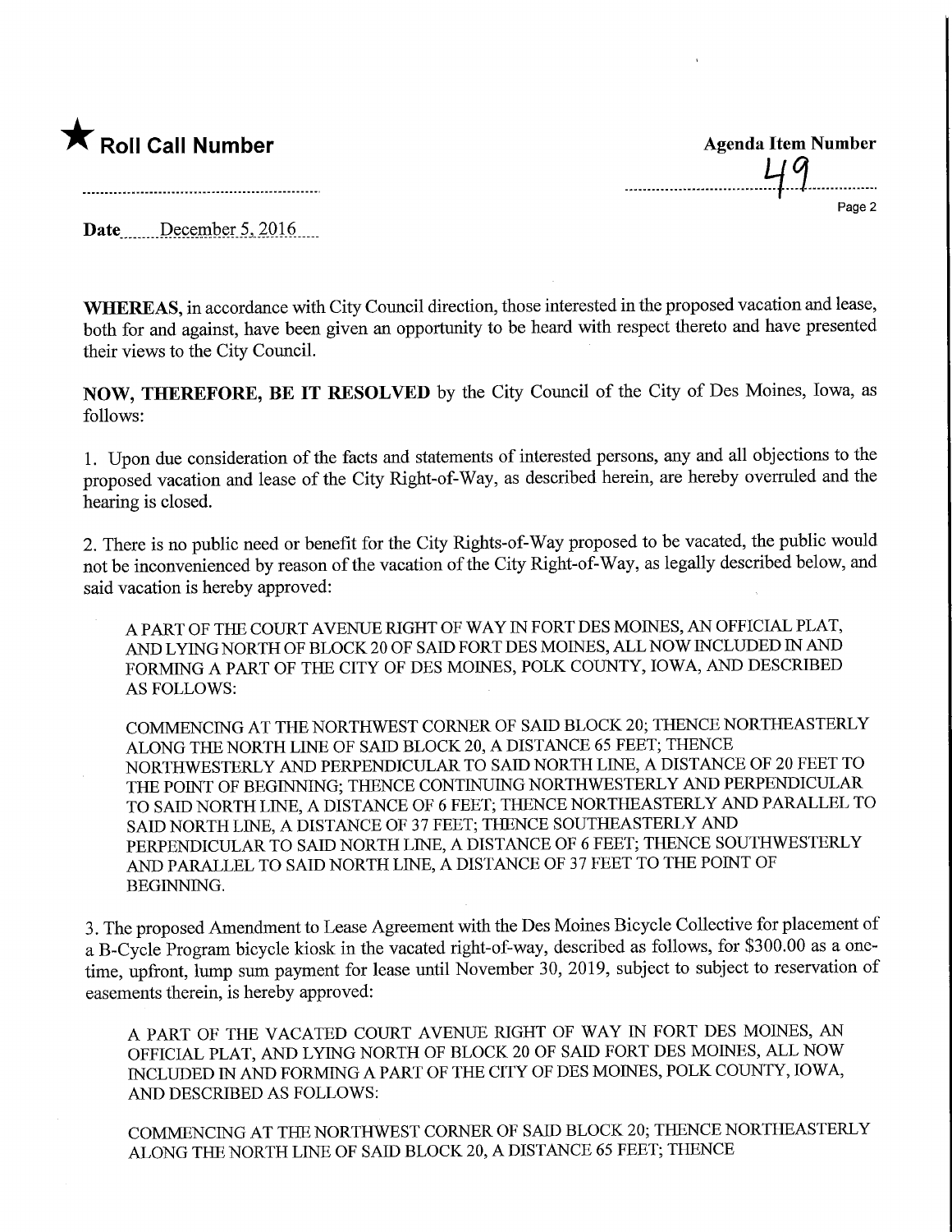★ **Roll Call Number**

**Agenda Item Number**

49

**Date** December 5, 2016

**WHEREAS,** in accordance with City Council direction, those interested in the proposed vacation and lease, both for and against, have been given an opportunity to be heard with respect thereto and have presented their views to the City Council.

**NOW, THEREFORE, BE IT RESOLVED** by the City Council of the City of Des Moines, Iowa, as follows:

1. Upon due consideration of the facts and statements of interested persons, any and all objections to the proposed vacation and lease of the City Right-of-Way, as described herein, are hereby overruled and the hearing is closed.

2. There is no public need or benefit for the City Rights-of-Way proposed to be vacated, the public would not be inconvenienced by reason of the vacation of the City Right-of-Way, as legally described below, and said vacation is hereby approved:

A PART OF THE COURT AVENUE RIGHT OF WAY IN FORT DES MOINES, AN OFFICIAL PLAT, AND LYING NORTH OF BLOCK 20 OF SAID FORT DES MOINES, ALL NOW INCLUDED IN AND FORMING A PART OF THE CITY OF DES MOINES, POLK COUNTY, IOWA, AND DESCRIBED AS FOLLOWS:

COMMENCING AT THE NORTHWEST CORNER OF SAID BLOCK 20; THENCE NORTHEASTERLY ALONG THE NORTH LINE OF SAID BLOCK 20, A DISTANCE 65 FEET; THENCE NORTHWESTERLY AND PERPENDICULAR TO SAID NORTH LINE, A DISTANCE OF 20 FEET TO THE POINT OF BEGINNING; THENCE CONTINUING NORTHWESTERLY AND PERPENDICULAR TO SAID NORTH LINE, A DISTANCE OF 6 FEET; THENCE NORTHEASTERLY AND PARALLEL TO SAID NORTH LINE, A DISTANCE OF 37 FEET; THENCE SOUTHEASTERLY AND PERPENDICULAR TO SAID NORTH LINE, A DISTANCE OF 6 FEET; THENCE SOUTHWESTERLY AND PARALLEL TO SAID NORTH LINE, A DISTANCE OF 37 FEET TO THE POINT OF BEGINNING.

3. The proposed Amendment to Lease Agreement with the Des Moines Bicycle Collective for placement of a B-Cycle Program bicycle kiosk in the vacated right-of-way, described as follows, for $300.00 as a one-time, upfront, lump sum payment for lease until November 30, 2019, subject to subject to reservation of easements therein, is hereby approved:

A PART OF THE VACATED COURT AVENUE RIGHT OF WAY IN FORT DES MOINES, AN OFFICIAL PLAT, AND LYING NORTH OF BLOCK 20 OF SAID FORT DES MOINES, ALL NOW INCLUDED IN AND FORMING A PART OF THE CITY OF DES MOINES, POLK COUNTY, IOWA, AND DESCRIBED AS FOLLOWS:

COMMENCING AT THE NORTHWEST CORNER OF SAID BLOCK 20; THENCE NORTHEASTERLY ALONG THE NORTH LINE OF SAID BLOCK 20, A DISTANCE 65 FEET; THENCE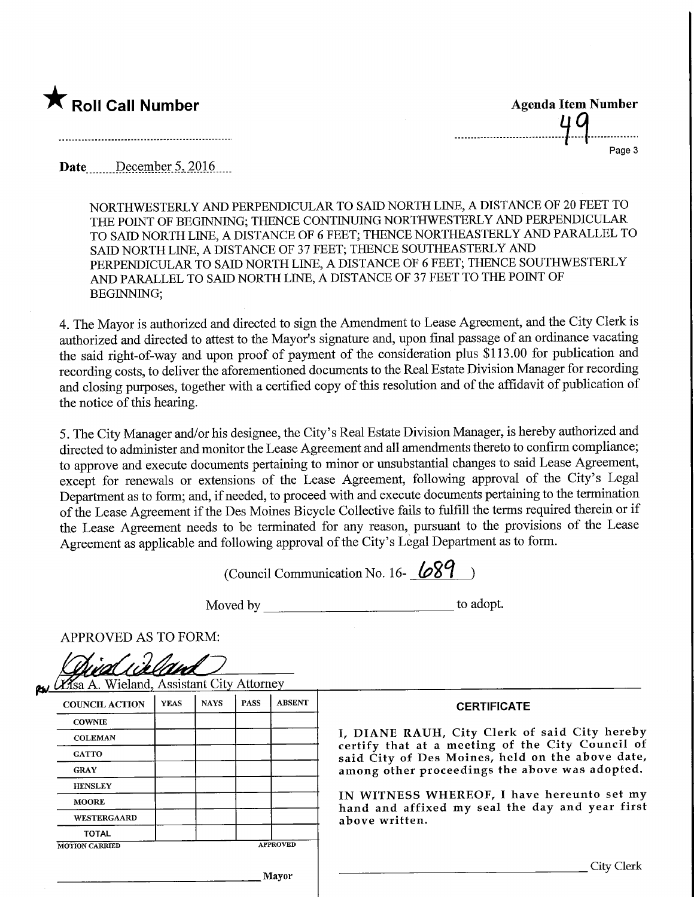★ **Roll Call Number**

**Agenda Item Number**

49

**Date** December 5, 2016

NORTHWESTERLY AND PERPENDICULAR TO SAID NORTH LINE, A DISTANCE OF 20 FEET TO THE POINT OF BEGINNING; THENCE CONTINUING NORTHWESTERLY AND PERPENDICULAR TO SAID NORTH LINE, A DISTANCE OF 6 FEET; THENCE NORTHEASTERLY AND PARALLEL TO SAID NORTH LINE, A DISTANCE OF 37 FEET; THENCE SOUTHEASTERLY AND PERPENDICULAR TO SAID NORTH LINE, A DISTANCE OF 6 FEET; THENCE SOUTHWESTERLY AND PARALLEL TO SAID NORTH LINE, A DISTANCE OF 37 FEET TO THE POINT OF BEGINNING;

4. The Mayor is authorized and directed to sign the Amendment to Lease Agreement, and the City Clerk is authorized and directed to attest to the Mayor's signature and, upon final passage of an ordinance vacating the said right-of-way and upon proof of payment of the consideration plus $113.00 for publication and recording costs, to deliver the aforementioned documents to the Real Estate Division Manager for recording and closing purposes, together with a certified copy of this resolution and of the affidavit of publication of the notice of this hearing.

5. The City Manager and/or his designee, the City's Real Estate Division Manager, is hereby authorized and directed to administer and monitor the Lease Agreement and all amendments thereto to confirm compliance; to approve and execute documents pertaining to minor or unsubstantial changes to said Lease Agreement, except for renewals or extensions of the Lease Agreement, following approval of the City's Legal Department as to form; and, if needed, to proceed with and execute documents pertaining to the termination of the Lease Agreement if the Des Moines Bicycle Collective fails to fulfill the terms required therein or if the Lease Agreement needs to be terminated for any reason, pursuant to the provisions of the Lease Agreement as applicable and following approval of the City's Legal Department as to form.

(Council Communication No. 16- 689 )

Moved by \_\_\_\_\_\_\_\_\_\_\_\_\_\_\_\_\_\_\_\_\_\_\_\_ to adopt.

APPROVED AS TO FORM:

Lisa A. Wieland, Assistant City Attorney

| COUNCIL ACTION | YEAS | NAYS | PASS | ABSENT |
|---|---|---|---|---|
| COWNIE | | | | |
| COLEMAN | | | | |
| GATTO | | | | |
| GRAY | | | | |
| HENSLEY | | | | |
| MOORE | | | | |
| WESTERGAARD | | | | |
| TOTAL | | | | |

MOTION CARRIED APPROVED

\_\_\_\_\_\_\_\_\_\_\_\_\_\_\_\_\_\_\_\_\_\_\_\_ Mayor

**CERTIFICATE**

I, DIANE RAUH, City Clerk of said City hereby certify that at a meeting of the City Council of said City of Des Moines, held on the above date, among other proceedings the above was adopted.

IN WITNESS WHEREOF, I have hereunto set my hand and affixed my seal the day and year first above written.

\_\_\_\_\_\_\_\_\_\_\_\_\_\_\_\_\_\_\_\_\_\_\_\_ City Clerk